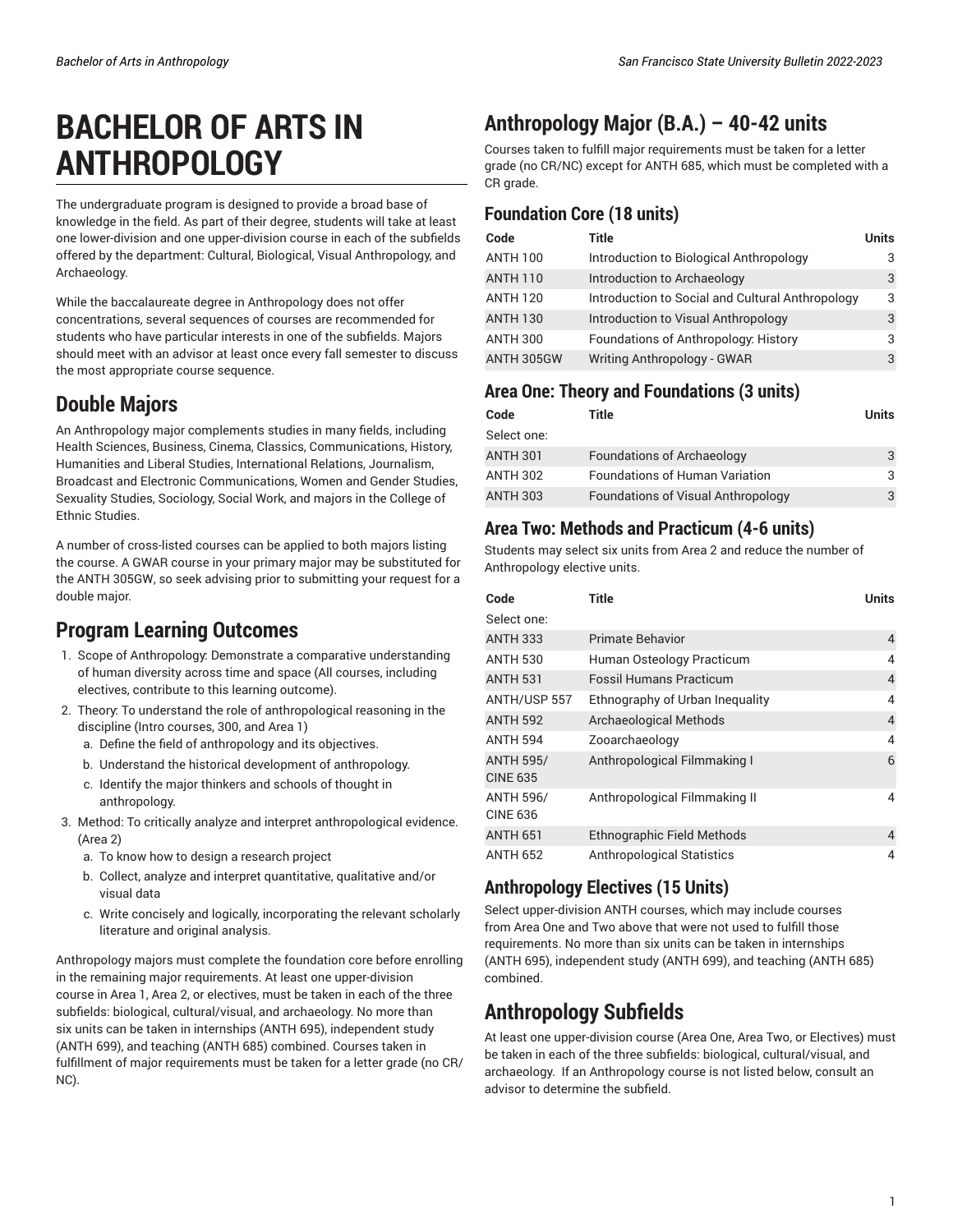# BACHELOR OF ARTS IN ANTHROPOLOGY

The undergraduate program is designed to provide a broad base of knowledge in the field. As part of their degree, students will take at least one lower-division and one upper-division course in each of the subfields offered by the department: Cultural, Biological, Visual Anthropology, and Archaeology.

While the baccalaureate degree in Anthropology does not offer concentrations, several sequences of courses are recommended for students who have particular interests in one of the subfields. Majors should meet with an advisor at least once every fall semester to discuss the most appropriate course sequence.

## Double Majors

An Anthropology major complements studies in many fields, including Health Sciences, Business, Cinema, Classics, Communications, History, Humanities and Liberal Studies, International Relations, Journalism, Broadcast and Electronic Communications, Women and Gender Studies, Sexuality Studies, Sociology, Social Work, and majors in the College of Ethnic Studies.

A number of cross-listed courses can be applied to both majors listing the course. A GWAR course in your primary major may be substituted for the ANTH 305GW, so seek advising prior to submitting your request for a double major.

## Program Learning Outcomes

1. Scope of Anthropology: Demonstrate a comparative understanding of human diversity across time and space (All courses, including electives, contribute to this learning outcome).
2. Theory: To understand the role of anthropological reasoning in the discipline (Intro courses, 300, and Area 1)
   a. Define the field of anthropology and its objectives.
   b. Understand the historical development of anthropology.
   c. Identify the major thinkers and schools of thought in anthropology.
3. Method: To critically analyze and interpret anthropological evidence. (Area 2)
   a. To know how to design a research project
   b. Collect, analyze and interpret quantitative, qualitative and/or visual data
   c. Write concisely and logically, incorporating the relevant scholarly literature and original analysis.

Anthropology majors must complete the foundation core before enrolling in the remaining major requirements. At least one upper-division course in Area 1, Area 2, or electives, must be taken in each of the three subfields: biological, cultural/visual, and archaeology. No more than six units can be taken in internships (ANTH 695), independent study (ANTH 699), and teaching (ANTH 685) combined. Courses taken in fulfillment of major requirements must be taken for a letter grade (no CR/NC).

## Anthropology Major (B.A.) – 40-42 units

Courses taken to fulfill major requirements must be taken for a letter grade (no CR/NC) except for ANTH 685, which must be completed with a CR grade.

### Foundation Core (18 units)

| Code | Title | Units |
|---|---|---|
| ANTH 100 | Introduction to Biological Anthropology | 3 |
| ANTH 110 | Introduction to Archaeology | 3 |
| ANTH 120 | Introduction to Social and Cultural Anthropology | 3 |
| ANTH 130 | Introduction to Visual Anthropology | 3 |
| ANTH 300 | Foundations of Anthropology: History | 3 |
| ANTH 305GW | Writing Anthropology - GWAR | 3 |

### Area One: Theory and Foundations (3 units)

| Code | Title | Units |
|---|---|---|
| Select one: | | |
| ANTH 301 | Foundations of Archaeology | 3 |
| ANTH 302 | Foundations of Human Variation | 3 |
| ANTH 303 | Foundations of Visual Anthropology | 3 |

### Area Two: Methods and Practicum (4-6 units)

Students may select six units from Area 2 and reduce the number of Anthropology elective units.

| Code | Title | Units |
|---|---|---|
| Select one: | | |
| ANTH 333 | Primate Behavior | 4 |
| ANTH 530 | Human Osteology Practicum | 4 |
| ANTH 531 | Fossil Humans Practicum | 4 |
| ANTH/USP 557 | Ethnography of Urban Inequality | 4 |
| ANTH 592 | Archaeological Methods | 4 |
| ANTH 594 | Zooarchaeology | 4 |
| ANTH 595/ CINE 635 | Anthropological Filmmaking I | 6 |
| ANTH 596/ CINE 636 | Anthropological Filmmaking II | 4 |
| ANTH 651 | Ethnographic Field Methods | 4 |
| ANTH 652 | Anthropological Statistics | 4 |

### Anthropology Electives (15 Units)

Select upper-division ANTH courses, which may include courses from Area One and Two above that were not used to fulfill those requirements. No more than six units can be taken in internships (ANTH 695), independent study (ANTH 699), and teaching (ANTH 685) combined.

## Anthropology Subfields

At least one upper-division course (Area One, Area Two, or Electives) must be taken in each of the three subfields: biological, cultural/visual, and archaeology. If an Anthropology course is not listed below, consult an advisor to determine the subfield.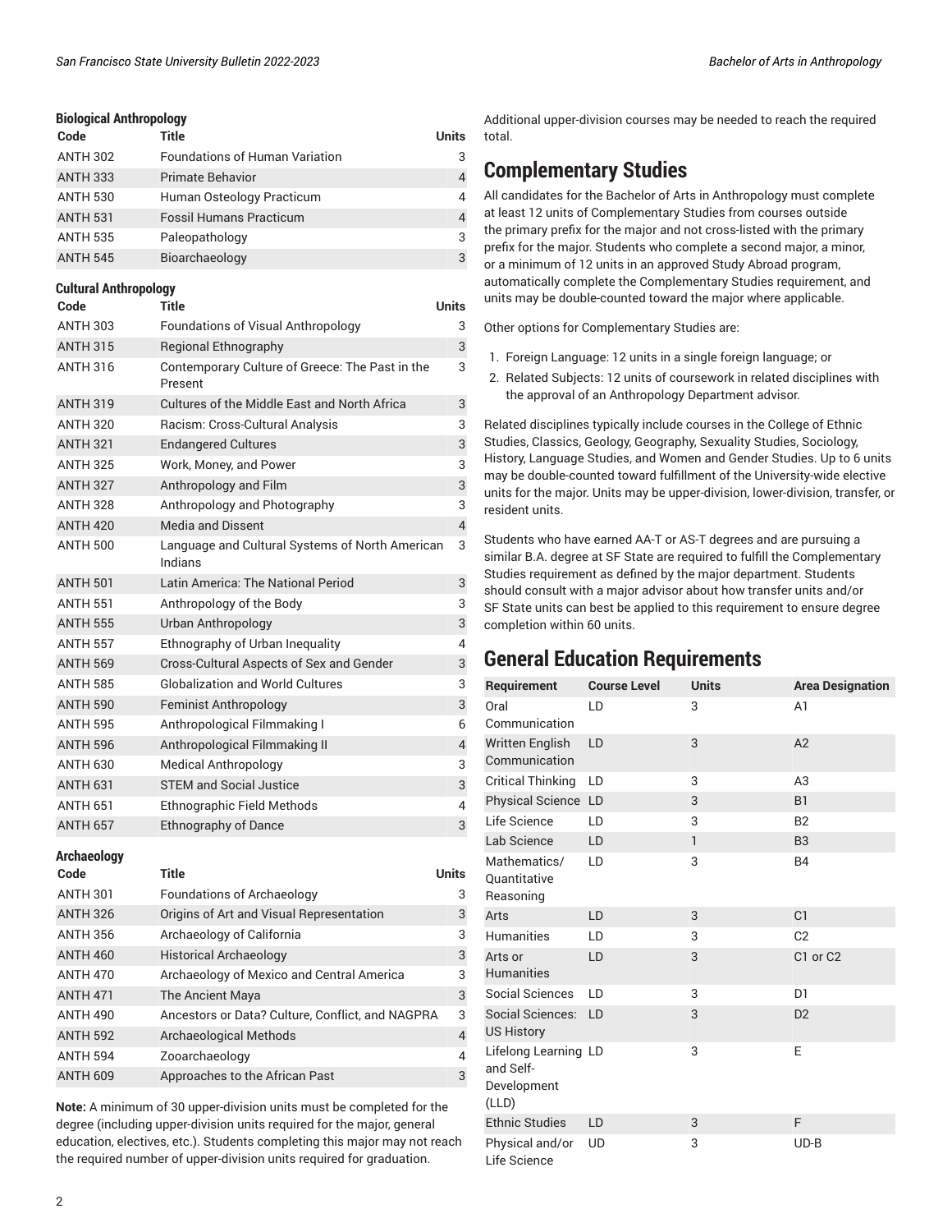### Biological Anthropology

| Code | Title | Units |
| --- | --- | --- |
| ANTH 302 | Foundations of Human Variation | 3 |
| ANTH 333 | Primate Behavior | 4 |
| ANTH 530 | Human Osteology Practicum | 4 |
| ANTH 531 | Fossil Humans Practicum | 4 |
| ANTH 535 | Paleopathology | 3 |
| ANTH 545 | Bioarchaeology | 3 |

### Cultural Anthropology

| Code | Title | Units |
| --- | --- | --- |
| ANTH 303 | Foundations of Visual Anthropology | 3 |
| ANTH 315 | Regional Ethnography | 3 |
| ANTH 316 | Contemporary Culture of Greece: The Past in the Present | 3 |
| ANTH 319 | Cultures of the Middle East and North Africa | 3 |
| ANTH 320 | Racism: Cross-Cultural Analysis | 3 |
| ANTH 321 | Endangered Cultures | 3 |
| ANTH 325 | Work, Money, and Power | 3 |
| ANTH 327 | Anthropology and Film | 3 |
| ANTH 328 | Anthropology and Photography | 3 |
| ANTH 420 | Media and Dissent | 4 |
| ANTH 500 | Language and Cultural Systems of North American Indians | 3 |
| ANTH 501 | Latin America: The National Period | 3 |
| ANTH 551 | Anthropology of the Body | 3 |
| ANTH 555 | Urban Anthropology | 3 |
| ANTH 557 | Ethnography of Urban Inequality | 4 |
| ANTH 569 | Cross-Cultural Aspects of Sex and Gender | 3 |
| ANTH 585 | Globalization and World Cultures | 3 |
| ANTH 590 | Feminist Anthropology | 3 |
| ANTH 595 | Anthropological Filmmaking I | 6 |
| ANTH 596 | Anthropological Filmmaking II | 4 |
| ANTH 630 | Medical Anthropology | 3 |
| ANTH 631 | STEM and Social Justice | 3 |
| ANTH 651 | Ethnographic Field Methods | 4 |
| ANTH 657 | Ethnography of Dance | 3 |

### Archaeology

| Code | Title | Units |
| --- | --- | --- |
| ANTH 301 | Foundations of Archaeology | 3 |
| ANTH 326 | Origins of Art and Visual Representation | 3 |
| ANTH 356 | Archaeology of California | 3 |
| ANTH 460 | Historical Archaeology | 3 |
| ANTH 470 | Archaeology of Mexico and Central America | 3 |
| ANTH 471 | The Ancient Maya | 3 |
| ANTH 490 | Ancestors or Data? Culture, Conflict, and NAGPRA | 3 |
| ANTH 592 | Archaeological Methods | 4 |
| ANTH 594 | Zooarchaeology | 4 |
| ANTH 609 | Approaches to the African Past | 3 |

**Note:** A minimum of 30 upper-division units must be completed for the degree (including upper-division units required for the major, general education, electives, etc.). Students completing this major may not reach the required number of upper-division units required for graduation. Additional upper-division courses may be needed to reach the required total.

## Complementary Studies

All candidates for the Bachelor of Arts in Anthropology must complete at least 12 units of Complementary Studies from courses outside the primary prefix for the major and not cross-listed with the primary prefix for the major. Students who complete a second major, a minor, or a minimum of 12 units in an approved Study Abroad program, automatically complete the Complementary Studies requirement, and units may be double-counted toward the major where applicable.

Other options for Complementary Studies are:

1. Foreign Language: 12 units in a single foreign language; or
2. Related Subjects: 12 units of coursework in related disciplines with the approval of an Anthropology Department advisor.

Related disciplines typically include courses in the College of Ethnic Studies, Classics, Geology, Geography, Sexuality Studies, Sociology, History, Language Studies, and Women and Gender Studies. Up to 6 units may be double-counted toward fulfillment of the University-wide elective units for the major. Units may be upper-division, lower-division, transfer, or resident units.

Students who have earned AA-T or AS-T degrees and are pursuing a similar B.A. degree at SF State are required to fulfill the Complementary Studies requirement as defined by the major department. Students should consult with a major advisor about how transfer units and/or SF State units can best be applied to this requirement to ensure degree completion within 60 units.

## General Education Requirements

| Requirement | Course Level | Units | Area Designation |
| --- | --- | --- | --- |
| Oral Communication | LD | 3 | A1 |
| Written English Communication | LD | 3 | A2 |
| Critical Thinking | LD | 3 | A3 |
| Physical Science | LD | 3 | B1 |
| Life Science | LD | 3 | B2 |
| Lab Science | LD | 1 | B3 |
| Mathematics/ Quantitative Reasoning | LD | 3 | B4 |
| Arts | LD | 3 | C1 |
| Humanities | LD | 3 | C2 |
| Arts or Humanities | LD | 3 | C1 or C2 |
| Social Sciences | LD | 3 | D1 |
| Social Sciences: US History | LD | 3 | D2 |
| Lifelong Learning and Self-Development (LLD) | LD | 3 | E |
| Ethnic Studies | LD | 3 | F |
| Physical and/or Life Science | UD | 3 | UD-B |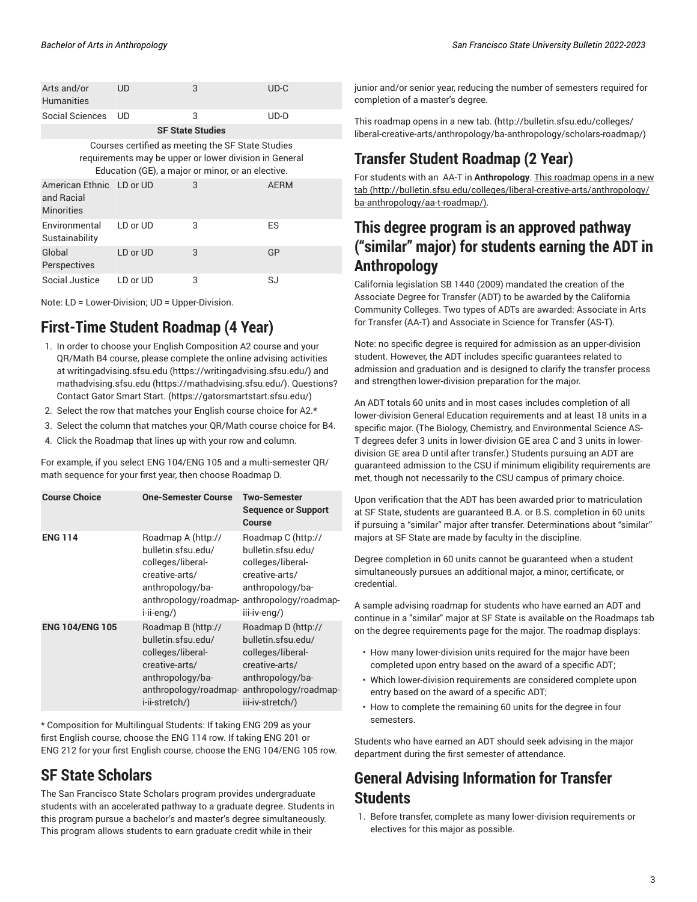| | | | |
|---|---|---|---|
| Arts and/or Humanities | UD | 3 | UD-C |
| Social Sciences | UD | 3 | UD-D |
| **SF State Studies** | | | |
| Courses certified as meeting the SF State Studies requirements may be upper or lower division in General Education (GE), a major or minor, or an elective. | | | |
| American Ethnic and Racial Minorities | LD or UD | 3 | AERM |
| Environmental Sustainability | LD or UD | 3 | ES |
| Global Perspectives | LD or UD | 3 | GP |
| Social Justice | LD or UD | 3 | SJ |

Note: LD = Lower-Division; UD = Upper-Division.

## First-Time Student Roadmap (4 Year)

1. In order to choose your English Composition A2 course and your QR/Math B4 course, please complete the online advising activities at writingadvising.sfsu.edu (https://writingadvising.sfsu.edu/) and mathadvising.sfsu.edu (https://mathadvising.sfsu.edu/). Questions? Contact Gator Smart Start. (https://gatorsmartstart.sfsu.edu/)
2. Select the row that matches your English course choice for A2.*
3. Select the column that matches your QR/Math course choice for B4.
4. Click the Roadmap that lines up with your row and column.

For example, if you select ENG 104/ENG 105 and a multi-semester QR/math sequence for your first year, then choose Roadmap D.

| Course Choice | One-Semester Course | Two-Semester Sequence or Support Course |
|---|---|---|
| **ENG 114** | Roadmap A (http://bulletin.sfsu.edu/colleges/liberal-creative-arts/anthropology/ba-anthropology/roadmap-i-ii-eng/) | Roadmap C (http://bulletin.sfsu.edu/colleges/liberal-creative-arts/anthropology/ba-anthropology/roadmap-iii-iv-eng/) |
| **ENG 104/ENG 105** | Roadmap B (http://bulletin.sfsu.edu/colleges/liberal-creative-arts/anthropology/ba-anthropology/roadmap-i-ii-stretch/) | Roadmap D (http://bulletin.sfsu.edu/colleges/liberal-creative-arts/anthropology/ba-anthropology/roadmap-iii-iv-stretch/) |

* Composition for Multilingual Students: If taking ENG 209 as your first English course, choose the ENG 114 row. If taking ENG 201 or ENG 212 for your first English course, choose the ENG 104/ENG 105 row.

## SF State Scholars

The San Francisco State Scholars program provides undergraduate students with an accelerated pathway to a graduate degree. Students in this program pursue a bachelor's and master's degree simultaneously. This program allows students to earn graduate credit while in their junior and/or senior year, reducing the number of semesters required for completion of a master's degree.

This roadmap opens in a new tab. (http://bulletin.sfsu.edu/colleges/liberal-creative-arts/anthropology/ba-anthropology/scholars-roadmap/)

## Transfer Student Roadmap (2 Year)

For students with an AA-T in **Anthropology**. This roadmap opens in a new tab (http://bulletin.sfsu.edu/colleges/liberal-creative-arts/anthropology/ba-anthropology/aa-t-roadmap/).

## This degree program is an approved pathway ("similar" major) for students earning the ADT in Anthropology

California legislation SB 1440 (2009) mandated the creation of the Associate Degree for Transfer (ADT) to be awarded by the California Community Colleges. Two types of ADTs are awarded: Associate in Arts for Transfer (AA-T) and Associate in Science for Transfer (AS-T).

Note: no specific degree is required for admission as an upper-division student. However, the ADT includes specific guarantees related to admission and graduation and is designed to clarify the transfer process and strengthen lower-division preparation for the major.

An ADT totals 60 units and in most cases includes completion of all lower-division General Education requirements and at least 18 units in a specific major. (The Biology, Chemistry, and Environmental Science AS-T degrees defer 3 units in lower-division GE area C and 3 units in lower-division GE area D until after transfer.) Students pursuing an ADT are guaranteed admission to the CSU if minimum eligibility requirements are met, though not necessarily to the CSU campus of primary choice.

Upon verification that the ADT has been awarded prior to matriculation at SF State, students are guaranteed B.A. or B.S. completion in 60 units if pursuing a "similar" major after transfer. Determinations about "similar" majors at SF State are made by faculty in the discipline.

Degree completion in 60 units cannot be guaranteed when a student simultaneously pursues an additional major, a minor, certificate, or credential.

A sample advising roadmap for students who have earned an ADT and continue in a "similar" major at SF State is available on the Roadmaps tab on the degree requirements page for the major. The roadmap displays:

- How many lower-division units required for the major have been completed upon entry based on the award of a specific ADT;
- Which lower-division requirements are considered complete upon entry based on the award of a specific ADT;
- How to complete the remaining 60 units for the degree in four semesters.

Students who have earned an ADT should seek advising in the major department during the first semester of attendance.

## General Advising Information for Transfer Students

1. Before transfer, complete as many lower-division requirements or electives for this major as possible.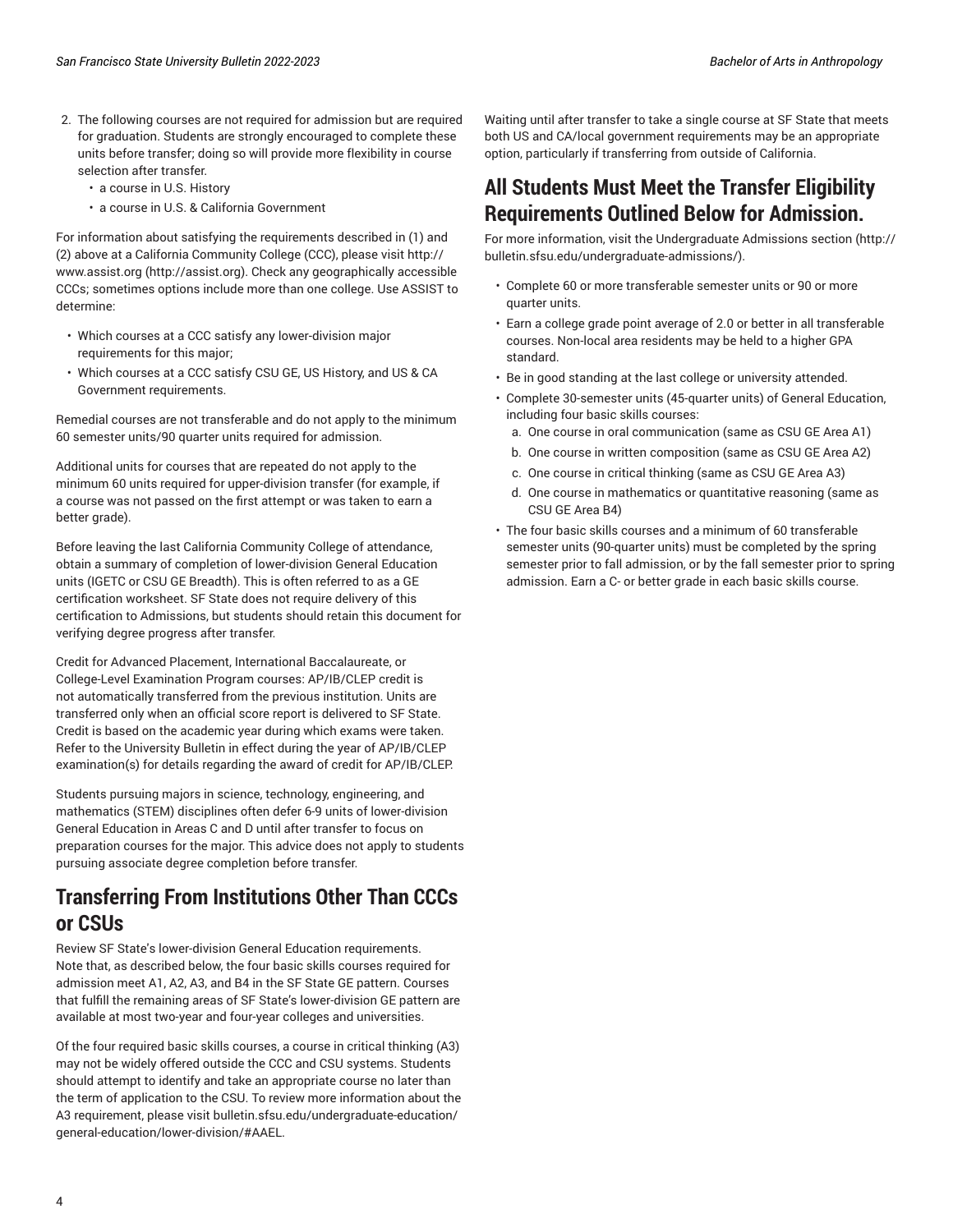2. The following courses are not required for admission but are required for graduation. Students are strongly encouraged to complete these units before transfer; doing so will provide more flexibility in course selection after transfer.
    - a course in U.S. History
    - a course in U.S. & California Government

For information about satisfying the requirements described in (1) and (2) above at a California Community College (CCC), please visit http://www.assist.org (http://assist.org). Check any geographically accessible CCCs; sometimes options include more than one college. Use ASSIST to determine:

- Which courses at a CCC satisfy any lower-division major requirements for this major;
- Which courses at a CCC satisfy CSU GE, US History, and US & CA Government requirements.

Remedial courses are not transferable and do not apply to the minimum 60 semester units/90 quarter units required for admission.

Additional units for courses that are repeated do not apply to the minimum 60 units required for upper-division transfer (for example, if a course was not passed on the first attempt or was taken to earn a better grade).

Before leaving the last California Community College of attendance, obtain a summary of completion of lower-division General Education units (IGETC or CSU GE Breadth). This is often referred to as a GE certification worksheet. SF State does not require delivery of this certification to Admissions, but students should retain this document for verifying degree progress after transfer.

Credit for Advanced Placement, International Baccalaureate, or College-Level Examination Program courses: AP/IB/CLEP credit is not automatically transferred from the previous institution. Units are transferred only when an official score report is delivered to SF State. Credit is based on the academic year during which exams were taken. Refer to the University Bulletin in effect during the year of AP/IB/CLEP examination(s) for details regarding the award of credit for AP/IB/CLEP.

Students pursuing majors in science, technology, engineering, and mathematics (STEM) disciplines often defer 6-9 units of lower-division General Education in Areas C and D until after transfer to focus on preparation courses for the major. This advice does not apply to students pursuing associate degree completion before transfer.

## Transferring From Institutions Other Than CCCs or CSUs

Review SF State's lower-division General Education requirements. Note that, as described below, the four basic skills courses required for admission meet A1, A2, A3, and B4 in the SF State GE pattern. Courses that fulfill the remaining areas of SF State's lower-division GE pattern are available at most two-year and four-year colleges and universities.

Of the four required basic skills courses, a course in critical thinking (A3) may not be widely offered outside the CCC and CSU systems. Students should attempt to identify and take an appropriate course no later than the term of application to the CSU. To review more information about the A3 requirement, please visit bulletin.sfsu.edu/undergraduate-education/general-education/lower-division/#AAEL.

Waiting until after transfer to take a single course at SF State that meets both US and CA/local government requirements may be an appropriate option, particularly if transferring from outside of California.

## All Students Must Meet the Transfer Eligibility Requirements Outlined Below for Admission.

For more information, visit the Undergraduate Admissions section (http://bulletin.sfsu.edu/undergraduate-admissions/).

- Complete 60 or more transferable semester units or 90 or more quarter units.
- Earn a college grade point average of 2.0 or better in all transferable courses. Non-local area residents may be held to a higher GPA standard.
- Be in good standing at the last college or university attended.
- Complete 30-semester units (45-quarter units) of General Education, including four basic skills courses:
    a. One course in oral communication (same as CSU GE Area A1)
    b. One course in written composition (same as CSU GE Area A2)
    c. One course in critical thinking (same as CSU GE Area A3)
    d. One course in mathematics or quantitative reasoning (same as CSU GE Area B4)
- The four basic skills courses and a minimum of 60 transferable semester units (90-quarter units) must be completed by the spring semester prior to fall admission, or by the fall semester prior to spring admission. Earn a C- or better grade in each basic skills course.